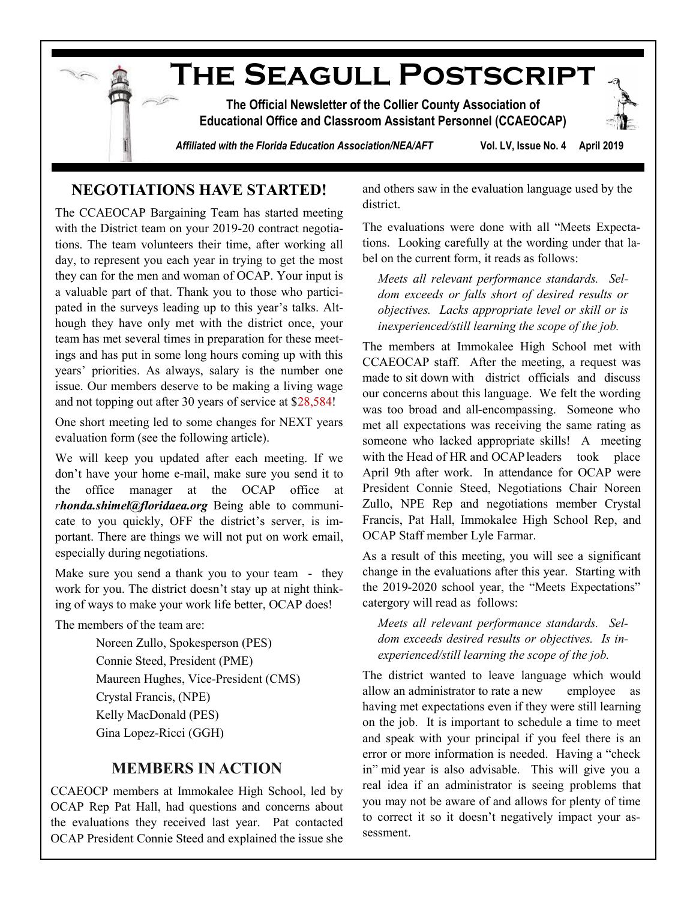# The Seagull Postscript

**The Official Newsletter of the Collier County Association of Educational Office and Classroom Assistant Personnel (CCAEOCAP)**

*Affiliated with the Florida Education Association/NEA/AFT* **Vol. LV, Issue No. 4 April 2019**

## NEGOTIATIONS HAVE STARTED!

The CCAEOCAP Bargaining Team has started meeting with the District team on your 2019-20 contract negotiations. The team volunteers their time, after working all day, to represent you each year in trying to get the most they can for the men and woman of OCAP. Your input is a valuable part of that. Thank you to those who participated in the surveys leading up to this year's talks. Although they have only met with the district once, your team has met several times in preparation for these meetings and has put in some long hours coming up with this years' priorities. As always, salary is the number one issue. Our members deserve to be making a living wage and not topping out after 30 years of service at $28,584!

One short meeting led to some changes for NEXT years evaluation form (see the following article).

We will keep you updated after each meeting. If we don't have your home e-mail, make sure you send it to the office manager at the OCAP office at ***rhonda.shimel@floridaea.org*** Being able to communicate to you quickly, OFF the district's server, is important. There are things we will not put on work email, especially during negotiations.

Make sure you send a thank you to your team - they work for you. The district doesn't stay up at night thinking of ways to make your work life better, OCAP does!

The members of the team are:

- Noreen Zullo, Spokesperson (PES)
- Connie Steed, President (PME)
- Maureen Hughes, Vice-President (CMS)
- Crystal Francis, (NPE)
- Kelly MacDonald (PES)
- Gina Lopez-Ricci (GGH)

## MEMBERS IN ACTION

CCAEOCP members at Immokalee High School, led by OCAP Rep Pat Hall, had questions and concerns about the evaluations they received last year. Pat contacted OCAP President Connie Steed and explained the issue she and others saw in the evaluation language used by the district.

The evaluations were done with all "Meets Expectations. Looking carefully at the wording under that label on the current form, it reads as follows:

> *Meets all relevant performance standards. Seldom exceeds or falls short of desired results or objectives. Lacks appropriate level or skill or is inexperienced/still learning the scope of the job.*

The members at Immokalee High School met with CCAEOCAP staff. After the meeting, a request was made to sit down with district officials and discuss our concerns about this language. We felt the wording was too broad and all-encompassing. Someone who met all expectations was receiving the same rating as someone who lacked appropriate skills! A meeting with the Head of HR and OCAP leaders took place April 9th after work. In attendance for OCAP were President Connie Steed, Negotiations Chair Noreen Zullo, NPE Rep and negotiations member Crystal Francis, Pat Hall, Immokalee High School Rep, and OCAP Staff member Lyle Farmar.

As a result of this meeting, you will see a significant change in the evaluations after this year. Starting with the 2019-2020 school year, the "Meets Expectations" catergory will read as follows:

> *Meets all relevant performance standards. Seldom exceeds desired results or objectives. Is inexperienced/still learning the scope of the job.*

The district wanted to leave language which would allow an administrator to rate a new employee as having met expectations even if they were still learning on the job. It is important to schedule a time to meet and speak with your principal if you feel there is an error or more information is needed. Having a "check in" mid year is also advisable. This will give you a real idea if an administrator is seeing problems that you may not be aware of and allows for plenty of time to correct it so it doesn't negatively impact your assessment.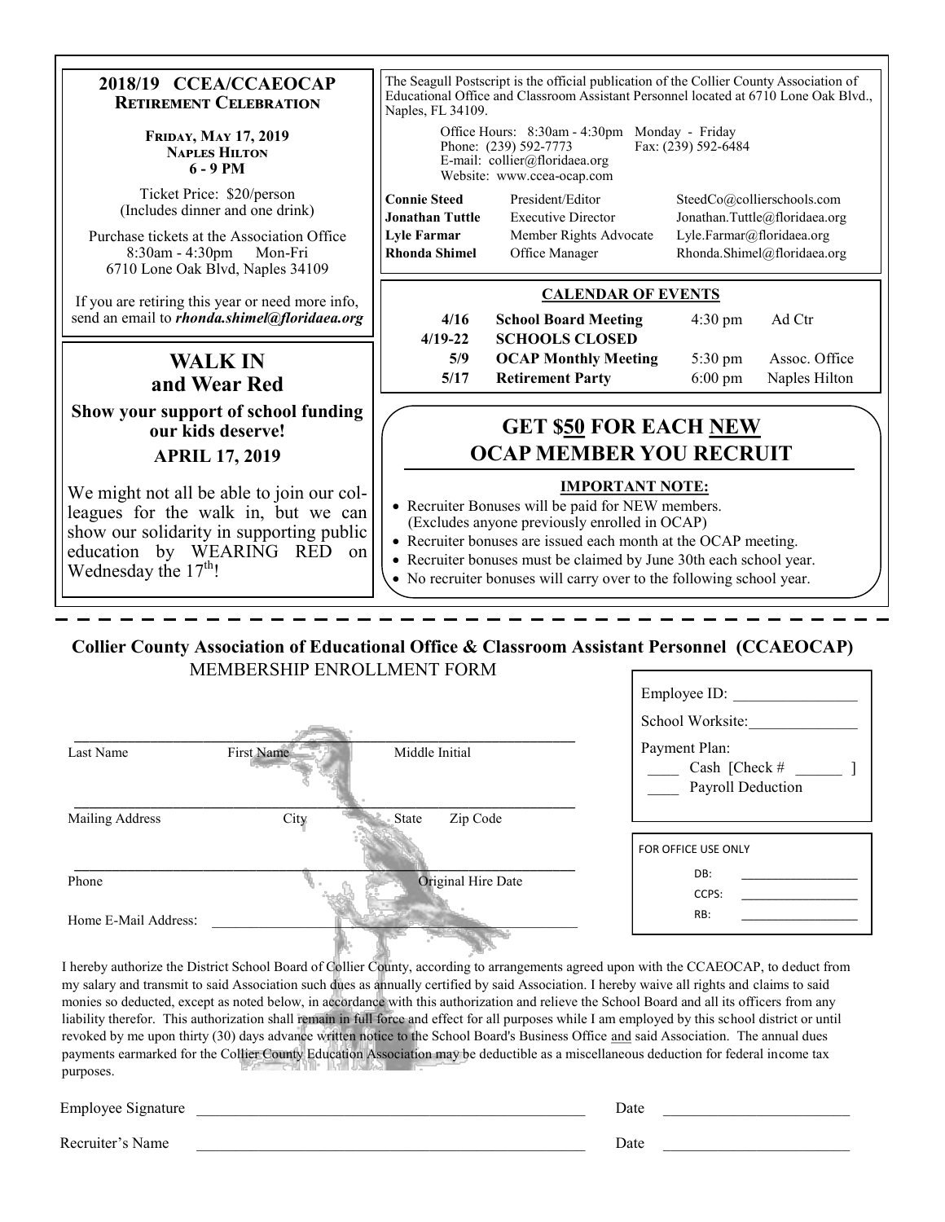## 2018/19 CCEA/CCAEOCAP Retirement Celebration

**Friday, May 17, 2019**
**Naples Hilton**
**6 - 9 PM**

Ticket Price: $20/person
(Includes dinner and one drink)

Purchase tickets at the Association Office
8:30am - 4:30pm Mon-Fri
6710 Lone Oak Blvd, Naples 34109

If you are retiring this year or need more info, send an email to ***rhonda.shimel@floridaea.org***

## WALK IN and Wear Red

**Show your support of school funding our kids deserve!**

**APRIL 17, 2019**

We might not all be able to join our colleagues for the walk in, but we can show our solidarity in supporting public education by WEARING RED on Wednesday the 17th!

The Seagull Postscript is the official publication of the Collier County Association of Educational Office and Classroom Assistant Personnel located at 6710 Lone Oak Blvd., Naples, FL 34109.

Office Hours: 8:30am - 4:30pm Monday - Friday
Phone: (239) 592-7773 Fax: (239) 592-6484
E-mail: collier@floridaea.org
Website: www.ccea-ocap.com

| | | |
|---|---|---|
| **Connie Steed** | President/Editor | SteedCo@collierschools.com |
| **Jonathan Tuttle** | Executive Director | Jonathan.Tuttle@floridaea.org |
| **Lyle Farmar** | Member Rights Advocate | Lyle.Farmar@floridaea.org |
| **Rhonda Shimel** | Office Manager | Rhonda.Shimel@floridaea.org |

**CALENDAR OF EVENTS**

| | | | |
|---|---|---|---|
| 4/16 | **School Board Meeting** | 4:30 pm | Ad Ctr |
| 4/19-22 | **SCHOOLS CLOSED** | | |
| 5/9 | **OCAP Monthly Meeting** | 5:30 pm | Assoc. Office |
| 5/17 | **Retirement Party** | 6:00 pm | Naples Hilton |

## GET $50 FOR EACH NEW OCAP MEMBER YOU RECRUIT

**IMPORTANT NOTE:**

- Recruiter Bonuses will be paid for NEW members. (Excludes anyone previously enrolled in OCAP)
- Recruiter bonuses are issued each month at the OCAP meeting.
- Recruiter bonuses must be claimed by June 30th each school year.
- No recruiter bonuses will carry over to the following school year.

---

## Collier County Association of Educational Office & Classroom Assistant Personnel (CCAEOCAP)

MEMBERSHIP ENROLLMENT FORM

Last Name ______ First Name ______ Middle Initial ______

Mailing Address ______ City ______ State ______ Zip Code ______

Phone ______ Original Hire Date ______

Home E-Mail Address: ______

Employee ID: ______

School Worksite: ______

Payment Plan:
____ Cash [Check # ______ ]
____ Payroll Deduction

FOR OFFICE USE ONLY

DB: ______
CCPS: ______
RB: ______

I hereby authorize the District School Board of Collier County, according to arrangements agreed upon with the CCAEOCAP, to deduct from my salary and transmit to said Association such dues as annually certified by said Association. I hereby waive all rights and claims to said monies so deducted, except as noted below, in accordance with this authorization and relieve the School Board and all its officers from any liability therefor. This authorization shall remain in full force and effect for all purposes while I am employed by this school district or until revoked by me upon thirty (30) days advance written notice to the School Board's Business Office and said Association. The annual dues payments earmarked for the Collier County Education Association may be deductible as a miscellaneous deduction for federal income tax purposes.

Employee Signature ______ Date ______

Recruiter's Name ______ Date ______